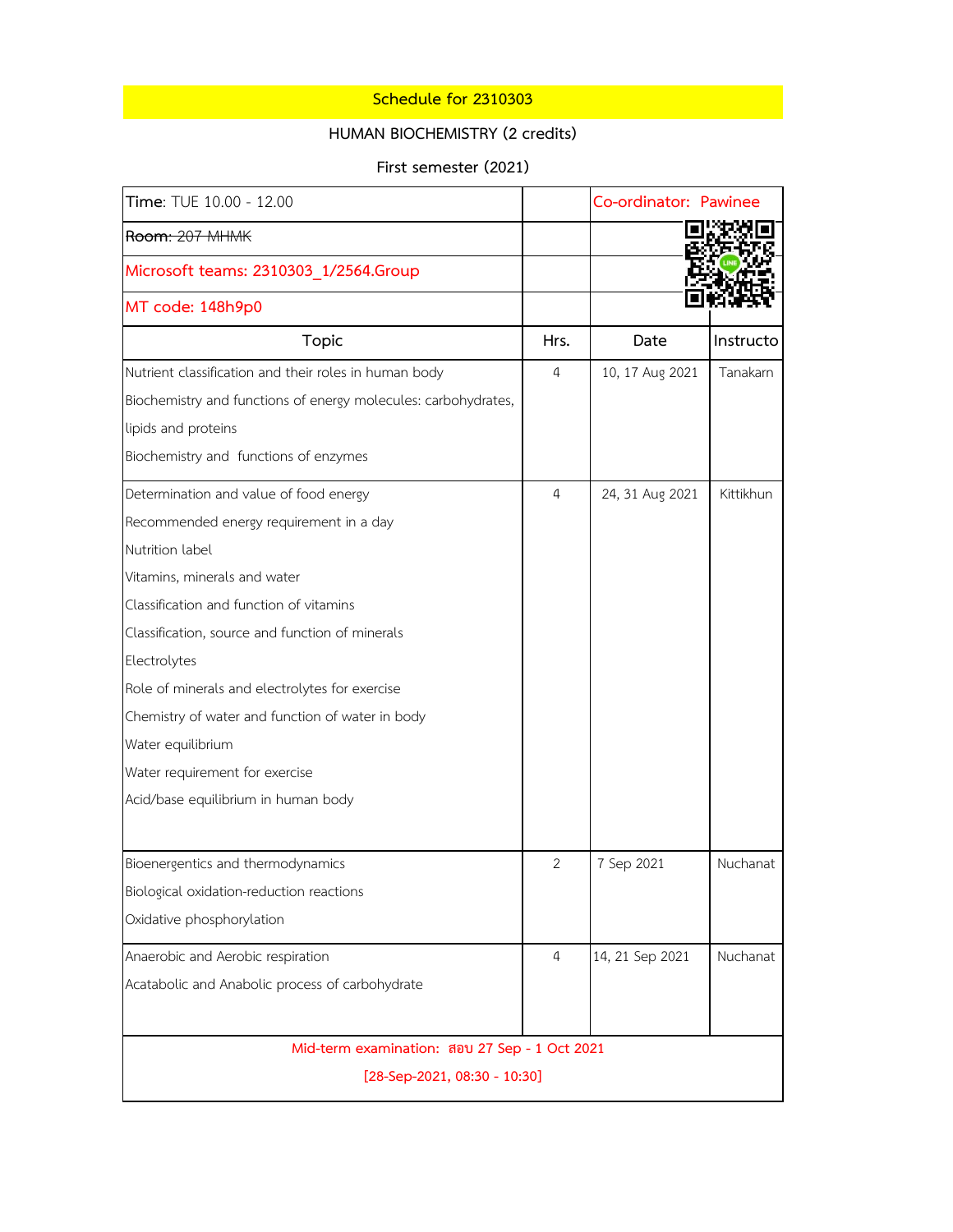**Schedule for 2310303**

**HUMAN BIOCHEMISTRY (2 credits)**

**First semester (2021)**

| **Time**: TUE 10.00 - 12.00 | | Co-ordinator: Pawinee | |
|---|---|---|---|
| ~~Room: 207 MHMK~~ | | | |
| Microsoft teams: 2310303_1/2564.Group | | | |
| MT code: 148h9p0 | | | |
| **Topic** | **Hrs.** | **Date** | **Instructo** |
| Nutrient classification and their roles in human body<br>Biochemistry and functions of energy molecules: carbohydrates, lipids and proteins<br>Biochemistry and functions of enzymes | 4 | 10, 17 Aug 2021 | Tanakarn |
| Determination and value of food energy<br>Recommended energy requirement in a day<br>Nutrition label<br>Vitamins, minerals and water<br>Classification and function of vitamins<br>Classification, source and function of minerals<br>Electrolytes<br>Role of minerals and electrolytes for exercise<br>Chemistry of water and function of water in body<br>Water equilibrium<br>Water requirement for exercise<br>Acid/base equilibrium in human body | 4 | 24, 31 Aug 2021 | Kittikhun |
| Bioenergentics and thermodynamics<br>Biological oxidation-reduction reactions<br>Oxidative phosphorylation | 2 | 7 Sep 2021 | Nuchanat |
| Anaerobic and Aerobic respiration<br>Acatabolic and Anabolic process of carbohydrate | 4 | 14, 21 Sep 2021 | Nuchanat |
| Mid-term examination: สอบ 27 Sep - 1 Oct 2021<br>[28-Sep-2021, 08:30 - 10:30] | | | |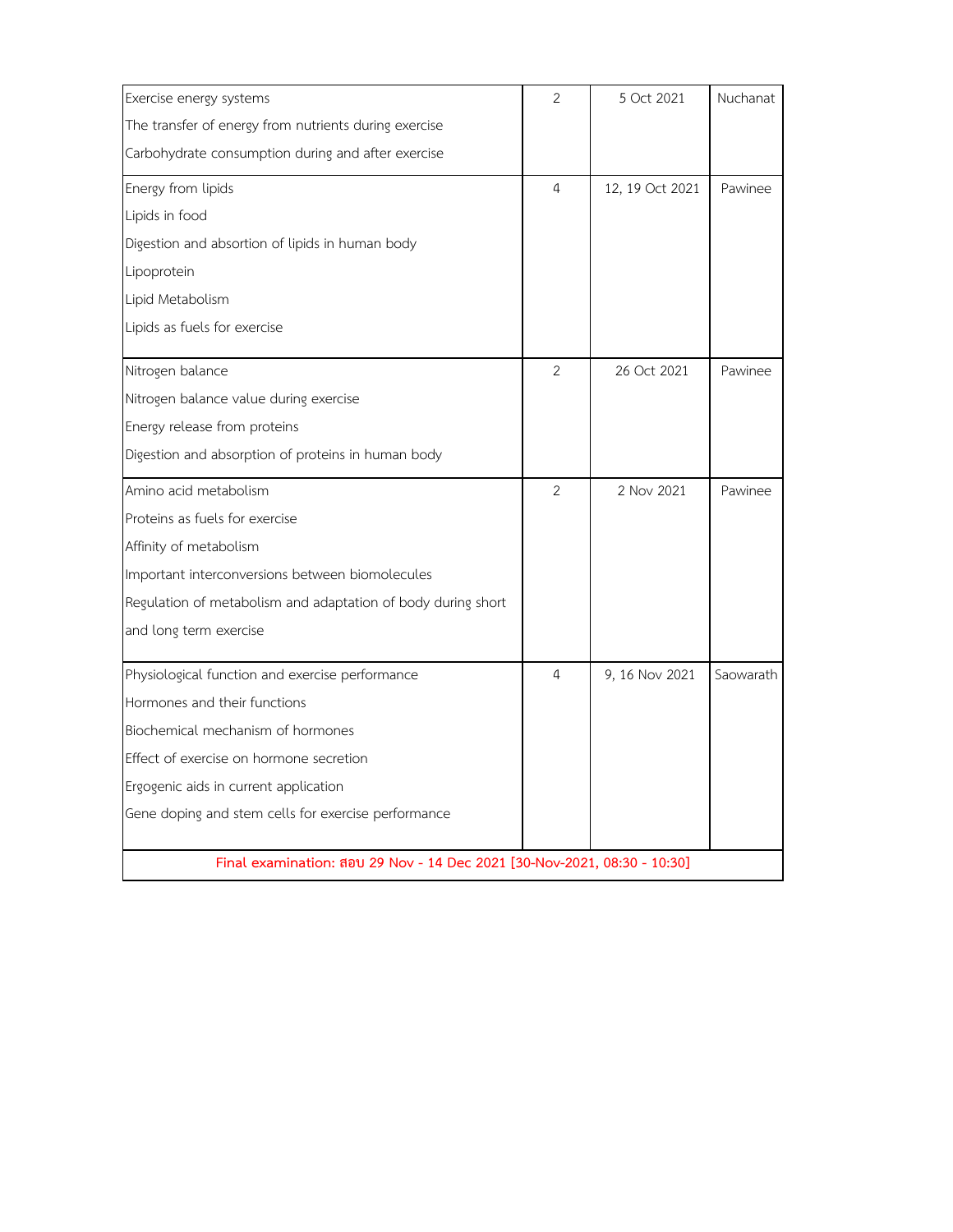| | | | |
|---|---|---|---|
| Exercise energy systems<br>The transfer of energy from nutrients during exercise<br>Carbohydrate consumption during and after exercise | 2 | 5 Oct 2021 | Nuchanat |
| Energy from lipids<br>Lipids in food<br>Digestion and absortion of lipids in human body<br>Lipoprotein<br>Lipid Metabolism<br>Lipids as fuels for exercise | 4 | 12, 19 Oct 2021 | Pawinee |
| Nitrogen balance<br>Nitrogen balance value during exercise<br>Energy release from proteins<br>Digestion and absorption of proteins in human body | 2 | 26 Oct 2021 | Pawinee |
| Amino acid metabolism<br>Proteins as fuels for exercise<br>Affinity of metabolism<br>Important interconversions between biomolecules<br>Regulation of metabolism and adaptation of body during short and long term exercise | 2 | 2 Nov 2021 | Pawinee |
| Physiological function and exercise performance<br>Hormones and their functions<br>Biochemical mechanism of hormones<br>Effect of exercise on hormone secretion<br>Ergogenic aids in current application<br>Gene doping and stem cells for exercise performance | 4 | 9, 16 Nov 2021 | Saowarath |
| **Final examination: สอบ 29 Nov - 14 Dec 2021 [30-Nov-2021, 08:30 - 10:30]** | | | |